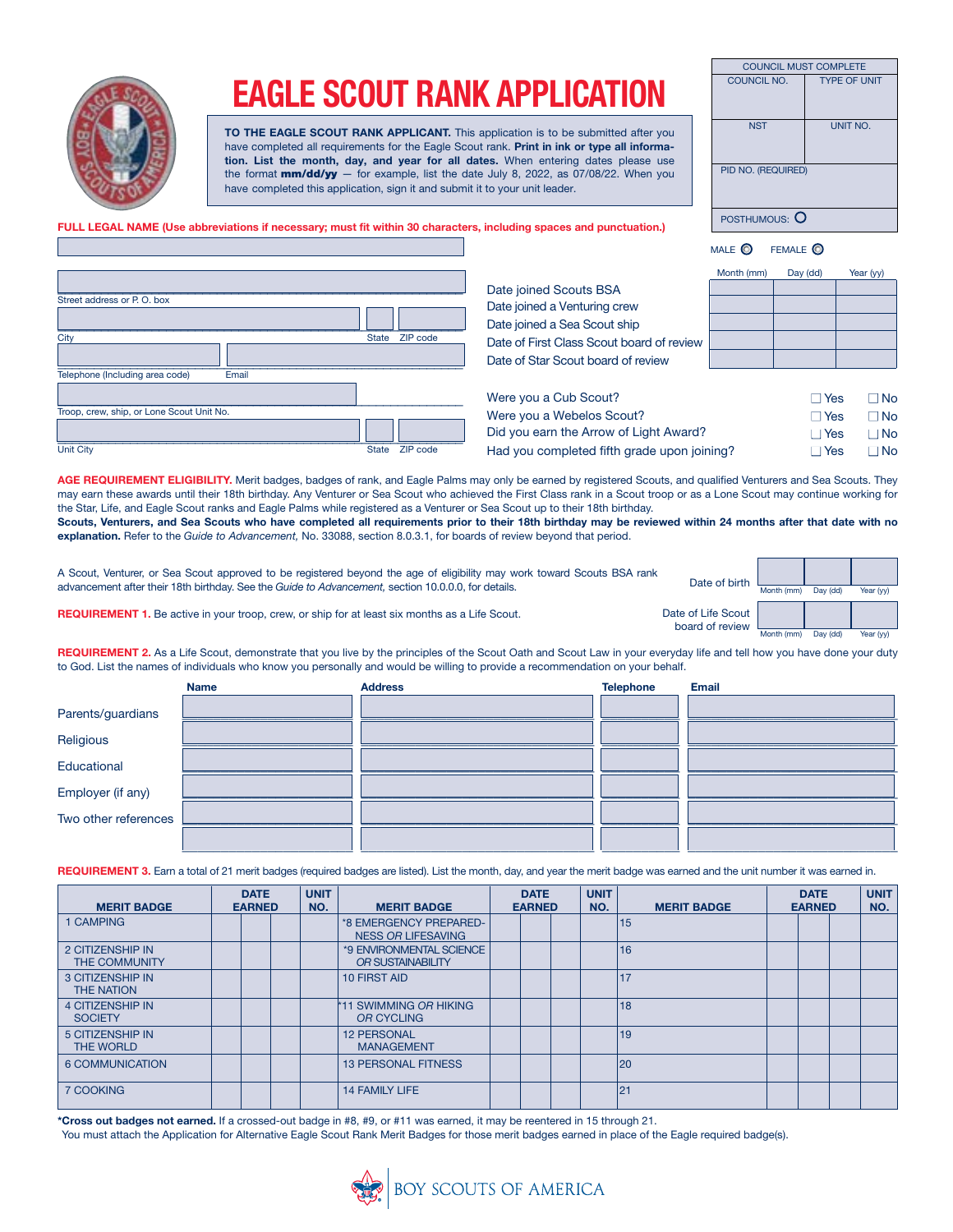# EAGLE SCOUT RANK APPLICATION

| COUNCIL MUST COMPLETE | |
|---|---|
| COUNCIL NO. | TYPE OF UNIT |
| NST | UNIT NO. |
| PID NO. (REQUIRED) | |
| POSTHUMOUS: ○ | |

**TO THE EAGLE SCOUT RANK APPLICANT.** This application is to be submitted after you have completed all requirements for the Eagle Scout rank. **Print in ink or type all information. List the month, day, and year for all dates.** When entering dates please use the format **mm/dd/yy** — for example, list the date July 8, 2022, as 07/08/22. When you have completed this application, sign it and submit it to your unit leader.

**FULL LEGAL NAME (Use abbreviations if necessary; must fit within 30 characters, including spaces and punctuation.)**

MALE ○ FEMALE ○

Street address or P. O. box

City | State | ZIP code

Telephone (Including area code) | Email

Troop, crew, ship, or Lone Scout Unit No.

Unit City | State | ZIP code

| | Month (mm) | Day (dd) | Year (yy) |
|---|---|---|---|
| Date joined Scouts BSA | | | |
| Date joined a Venturing crew | | | |
| Date joined a Sea Scout ship | | | |
| Date of First Class Scout board of review | | | |
| Date of Star Scout board of review | | | |

| | | |
|---|---|---|
| Were you a Cub Scout? | ☐ Yes | ☐ No |
| Were you a Webelos Scout? | ☐ Yes | ☐ No |
| Did you earn the Arrow of Light Award? | ☐ Yes | ☐ No |
| Had you completed fifth grade upon joining? | ☐ Yes | ☐ No |

**AGE REQUIREMENT ELIGIBILITY.** Merit badges, badges of rank, and Eagle Palms may only be earned by registered Scouts, and qualified Venturers and Sea Scouts. They may earn these awards until their 18th birthday. Any Venturer or Sea Scout who achieved the First Class rank in a Scout troop or as a Lone Scout may continue working for the Star, Life, and Eagle Scout ranks and Eagle Palms while registered as a Venturer or Sea Scout up to their 18th birthday.
**Scouts, Venturers, and Sea Scouts who have completed all requirements prior to their 18th birthday may be reviewed within 24 months after that date with no explanation.** Refer to the *Guide to Advancement,* No. 33088, section 8.0.3.1, for boards of review beyond that period.

A Scout, Venturer, or Sea Scout approved to be registered beyond the age of eligibility may work toward Scouts BSA rank advancement after their 18th birthday. See the *Guide to Advancement,* section 10.0.0.0, for details.

Date of birth: Month (mm) | Day (dd) | Year (yy)

**REQUIREMENT 1.** Be active in your troop, crew, or ship for at least six months as a Life Scout.

Date of Life Scout board of review: Month (mm) | Day (dd) | Year (yy)

**REQUIREMENT 2.** As a Life Scout, demonstrate that you live by the principles of the Scout Oath and Scout Law in your everyday life and tell how you have done your duty to God. List the names of individuals who know you personally and would be willing to provide a recommendation on your behalf.

| | Name | Address | Telephone | Email |
|---|---|---|---|---|
| Parents/guardians | | | | |
| Religious | | | | |
| Educational | | | | |
| Employer (if any) | | | | |
| Two other references | | | | |
| | | | | |

**REQUIREMENT 3.** Earn a total of 21 merit badges (required badges are listed). List the month, day, and year the merit badge was earned and the unit number it was earned in.

| MERIT BADGE | DATE EARNED | UNIT NO. | MERIT BADGE | DATE EARNED | UNIT NO. | MERIT BADGE | DATE EARNED | UNIT NO. |
|---|---|---|---|---|---|---|---|---|
| 1 CAMPING | | | *8 EMERGENCY PREPAREDNESS *OR* LIFESAVING | | | 15 | | |
| 2 CITIZENSHIP IN THE COMMUNITY | | | *9 ENVIRONMENTAL SCIENCE *OR* SUSTAINABILITY | | | 16 | | |
| 3 CITIZENSHIP IN THE NATION | | | 10 FIRST AID | | | 17 | | |
| 4 CITIZENSHIP IN SOCIETY | | | *11 SWIMMING *OR* HIKING *OR* CYCLING | | | 18 | | |
| 5 CITIZENSHIP IN THE WORLD | | | 12 PERSONAL MANAGEMENT | | | 19 | | |
| 6 COMMUNICATION | | | 13 PERSONAL FITNESS | | | 20 | | |
| 7 COOKING | | | 14 FAMILY LIFE | | | 21 | | |

***Cross out badges not earned.** If a crossed-out badge in #8, #9, or #11 was earned, it may be reentered in 15 through 21.
You must attach the Application for Alternative Eagle Scout Rank Merit Badges for those merit badges earned in place of the Eagle required badge(s).

BOY SCOUTS OF AMERICA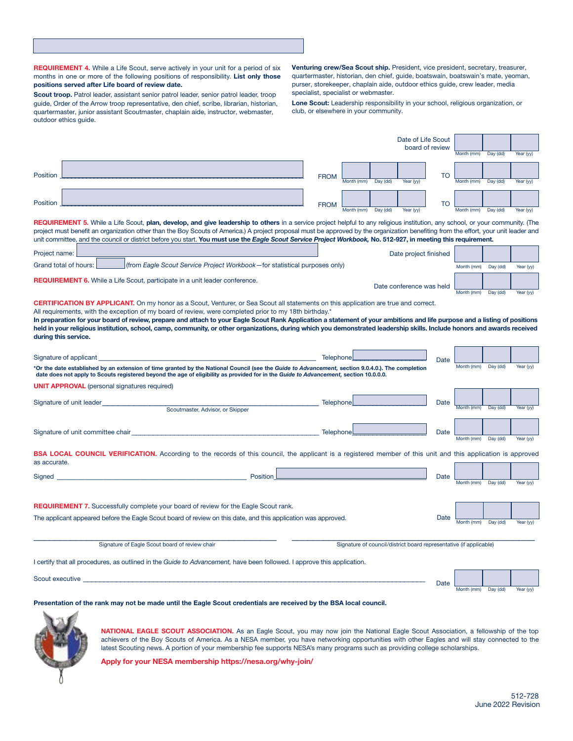**REQUIREMENT 4.** While a Life Scout, serve actively in your unit for a period of six months in one or more of the following positions of responsibility. **List only those positions served after Life board of review date.**

**Scout troop.** Patrol leader, assistant senior patrol leader, senior patrol leader, troop guide, Order of the Arrow troop representative, den chief, scribe, librarian, historian, quartermaster, junior assistant Scoutmaster, chaplain aide, instructor, webmaster, outdoor ethics guide.

**Venturing crew/Sea Scout ship.** President, vice president, secretary, treasurer, quartermaster, historian, den chief, guide, boatswain, boatswain's mate, yeoman, purser, storekeeper, chaplain aide, outdoor ethics guide, crew leader, media specialist, specialist or webmaster.

**Lone Scout:** Leadership responsibility in your school, religious organization, or club, or elsewhere in your community.

Date of Life Scout board of review ______ Month (mm) Day (dd) Year (yy)

Position ______________________ FROM Month (mm) Day (dd) Year (yy) TO Month (mm) Day (dd) Year (yy)

Position ______________________ FROM Month (mm) Day (dd) Year (yy) TO Month (mm) Day (dd) Year (yy)

**REQUIREMENT 5.** While a Life Scout, **plan, develop, and give leadership to others** in a service project helpful to any religious institution, any school, or your community. (The project must benefit an organization other than the Boy Scouts of America.) A project proposal must be approved by the organization benefiting from the effort, your unit leader and unit committee, and the council or district before you start. **You must use the *Eagle Scout Service Project Workbook,* No. 512-927, in meeting this requirement.**

Project name: ______________________

Date project finished ______ Month (mm) Day (dd) Year (yy)

Grand total of hours: ______ (from *Eagle Scout Service Project Workbook*—for statistical purposes only)

**REQUIREMENT 6.** While a Life Scout, participate in a unit leader conference.

Date conference was held ______ Month (mm) Day (dd) Year (yy)

**CERTIFICATION BY APPLICANT.** On my honor as a Scout, Venturer, or Sea Scout all statements on this application are true and correct. All requirements, with the exception of my board of review, were completed prior to my 18th birthday.*

**In preparation for your board of review, prepare and attach to your Eagle Scout Rank Application a statement of your ambitions and life purpose and a listing of positions held in your religious institution, school, camp, community, or other organizations, during which you demonstrated leadership skills. Include honors and awards received during this service.**

Signature of applicant ______________________ Telephone ______ Date Month (mm) Day (dd) Year (yy)

***Or the date established by an extension of time granted by the National Council (see the *Guide to Advancement,* section 9.0.4.0.). The completion date does not apply to Scouts registered beyond the age of eligibility as provided for in the *Guide to Advancement,* section 10.0.0.0.**

**UNIT APPROVAL** (personal signatures required)

Signature of unit leader ______________________ Telephone ______ Date Month (mm) Day (dd) Year (yy)
Scoutmaster, Advisor, or Skipper

Signature of unit committee chair ______________________ Telephone ______ Date Month (mm) Day (dd) Year (yy)

**BSA LOCAL COUNCIL VERIFICATION.** According to the records of this council, the applicant is a registered member of this unit and this application is approved as accurate.

Signed ______________________ Position ______ Date Month (mm) Day (dd) Year (yy)

**REQUIREMENT 7.** Successfully complete your board of review for the Eagle Scout rank.

The applicant appeared before the Eagle Scout board of review on this date, and this application was approved. Date Month (mm) Day (dd) Year (yy)

______________________ Signature of Eagle Scout board of review chair

______________________ Signature of council/district board representative (if applicable)

I certify that all procedures, as outlined in the *Guide to Advancement,* have been followed. I approve this application.

Scout executive ______________________ Date Month (mm) Day (dd) Year (yy)

**Presentation of the rank may not be made until the Eagle Scout credentials are received by the BSA local council.**

**NATIONAL EAGLE SCOUT ASSOCIATION.** As an Eagle Scout, you may now join the National Eagle Scout Association, a fellowship of the top achievers of the Boy Scouts of America. As a NESA member, you have networking opportunities with other Eagles and will stay connected to the latest Scouting news. A portion of your membership fee supports NESA's many programs such as providing college scholarships.

**Apply for your NESA membership https://nesa.org/why-join/**

512-728
June 2022 Revision